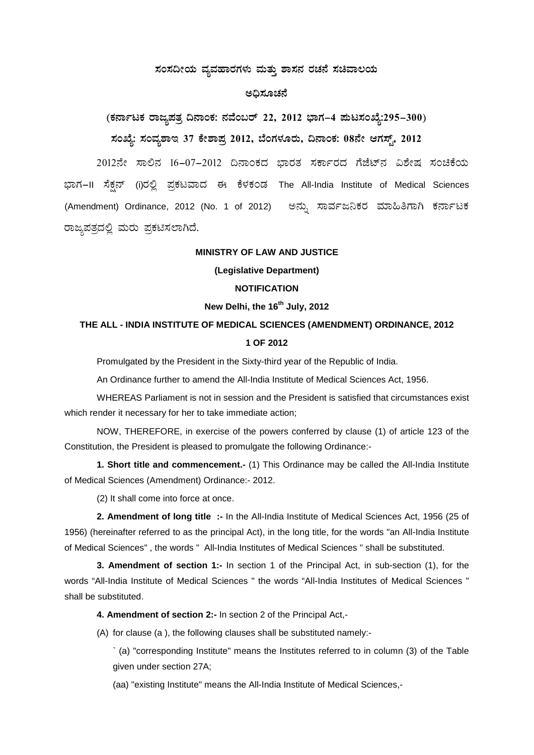**ಸಂಸದೀಯ ವ್ಯವಹಾರಗಳು ಮತ್ತು ಶಾಸನ ರಚನೆ ಸಚಿವಾಲಯ**

**ಅಧಿಸೂಚನೆ**

**(ಕರ್ನಾಟಕ ರಾಜ್ಯಪತ್ರ ದಿನಾಂಕ: ನವೆಂಬರ್ 22, 2012 ಭಾಗ–4 ಪುಟಸಂಖ್ಯೆ:295–300)**

**ಸಂಖ್ಯೆ: ಸಂವ್ಯಶಾಇ 37 ಕೇಶಾಪ್ರ 2012, ಬೆಂಗಳೂರು, ದಿನಾಂಕ: 08ನೇ ಆಗಸ್ಟ್, 2012**

2012ನೇ ಸಾಲಿನ 16–07–2012 ದಿನಾಂಕದ ಭಾರತ ಸರ್ಕಾರದ ಗೆಜೆಟ್‌ನ ವಿಶೇಷ ಸಂಚಿಕೆಯ ಭಾಗ–II ಸೆಕ್ಷನ್ (i)ರಲ್ಲಿ ಪ್ರಕಟವಾದ ಈ ಕೆಳಕಂಡ The All-India Institute of Medical Sciences (Amendment) Ordinance, 2012 (No. 1 of 2012) ಅನ್ನು ಸಾರ್ವಜನಿಕರ ಮಾಹಿತಿಗಾಗಿ ಕರ್ನಾಟಕ ರಾಜ್ಯಪತ್ರದಲ್ಲಿ ಮರು ಪ್ರಕಟಿಸಲಾಗಿದೆ.

**MINISTRY OF LAW AND JUSTICE**

**(Legislative Department)**

**NOTIFICATION**

**New Delhi, the 16th July, 2012**

**THE ALL - INDIA INSTITUTE OF MEDICAL SCIENCES (AMENDMENT) ORDINANCE, 2012**

**1 OF 2012**

Promulgated by the President in the Sixty-third year of the Republic of India.

An Ordinance further to amend the All-India Institute of Medical Sciences Act, 1956.

WHEREAS Parliament is not in session and the President is satisfied that circumstances exist which render it necessary for her to take immediate action;

NOW, THEREFORE, in exercise of the powers conferred by clause (1) of article 123 of the Constitution, the President is pleased to promulgate the following Ordinance:-

**1. Short title and commencement.-** (1) This Ordinance may be called the All-India Institute of Medical Sciences (Amendment) Ordinance:- 2012.

(2) It shall come into force at once.

**2. Amendment of long title :-** In the All-India Institute of Medical Sciences Act, 1956 (25 of 1956) (hereinafter referred to as the principal Act), in the long title, for the words "an All-India Institute of Medical Sciences" , the words " All-India Institutes of Medical Sciences " shall be substituted.

**3. Amendment of section 1:-** In section 1 of the Principal Act, in sub-section (1), for the words "All-India Institute of Medical Sciences " the words "All-India Institutes of Medical Sciences " shall be substituted.

**4. Amendment of section 2:-** In section 2 of the Principal Act,-

(A) for clause (a ), the following clauses shall be substituted namely:-

` (a) "corresponding Institute" means the Institutes referred to in column (3) of the Table given under section 27A;

(aa) "existing Institute" means the All-India Institute of Medical Sciences,-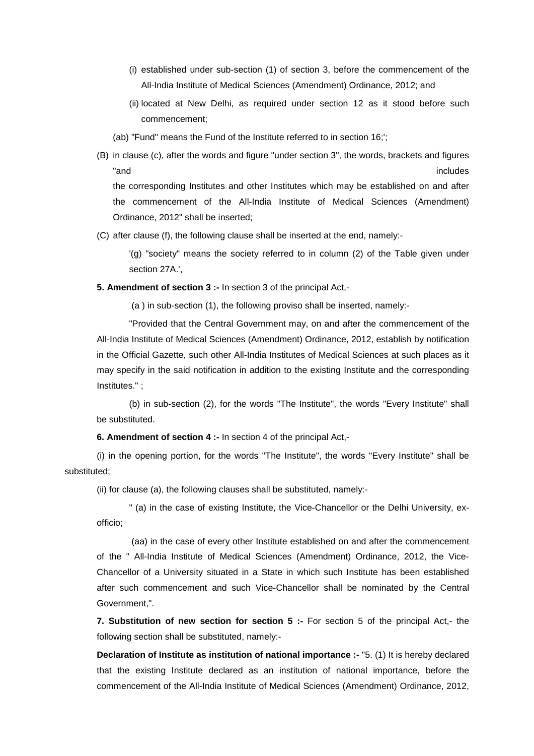(i) established under sub-section (1) of section 3, before the commencement of the All-India Institute of Medical Sciences (Amendment) Ordinance, 2012; and

(ii) located at New Delhi, as required under section 12 as it stood before such commencement;

(ab) "Fund" means the Fund of the Institute referred to in section 16;';

(B) in clause (c), after the words and figure "under section 3", the words, brackets and figures "and includes the corresponding Institutes and other Institutes which may be established on and after the commencement of the All-India Institute of Medical Sciences (Amendment) Ordinance, 2012" shall be inserted;

(C) after clause (f), the following clause shall be inserted at the end, namely:-

'(g) "society" means the society referred to in column (2) of the Table given under section 27A.',

**5. Amendment of section 3 :-** In section 3 of the principal Act,-

(a ) in sub-section (1), the following proviso shall be inserted, namely:-

"Provided that the Central Government may, on and after the commencement of the All-India Institute of Medical Sciences (Amendment) Ordinance, 2012, establish by notification in the Official Gazette, such other All-India Institutes of Medical Sciences at such places as it may specify in the said notification in addition to the existing Institute and the corresponding Institutes." ;

(b) in sub-section (2), for the words "The Institute", the words "Every Institute" shall be substituted.

**6. Amendment of section 4 :-** In section 4 of the principal Act,-

(i) in the opening portion, for the words "The Institute", the words "Every Institute" shall be substituted;

(ii) for clause (a), the following clauses shall be substituted, namely:-

" (a) in the case of existing Institute, the Vice-Chancellor or the Delhi University, ex-officio;

(aa) in the case of every other Institute established on and after the commencement of the " All-India Institute of Medical Sciences (Amendment) Ordinance, 2012, the Vice-Chancellor of a University situated in a State in which such Institute has been established after such commencement and such Vice-Chancellor shall be nominated by the Central Government,".

**7. Substitution of new section for section 5 :-** For section 5 of the principal Act,- the following section shall be substituted, namely:-

**Declaration of Institute as institution of national importance :-** "5. (1) It is hereby declared that the existing Institute declared as an institution of national importance, before the commencement of the All-India Institute of Medical Sciences (Amendment) Ordinance, 2012,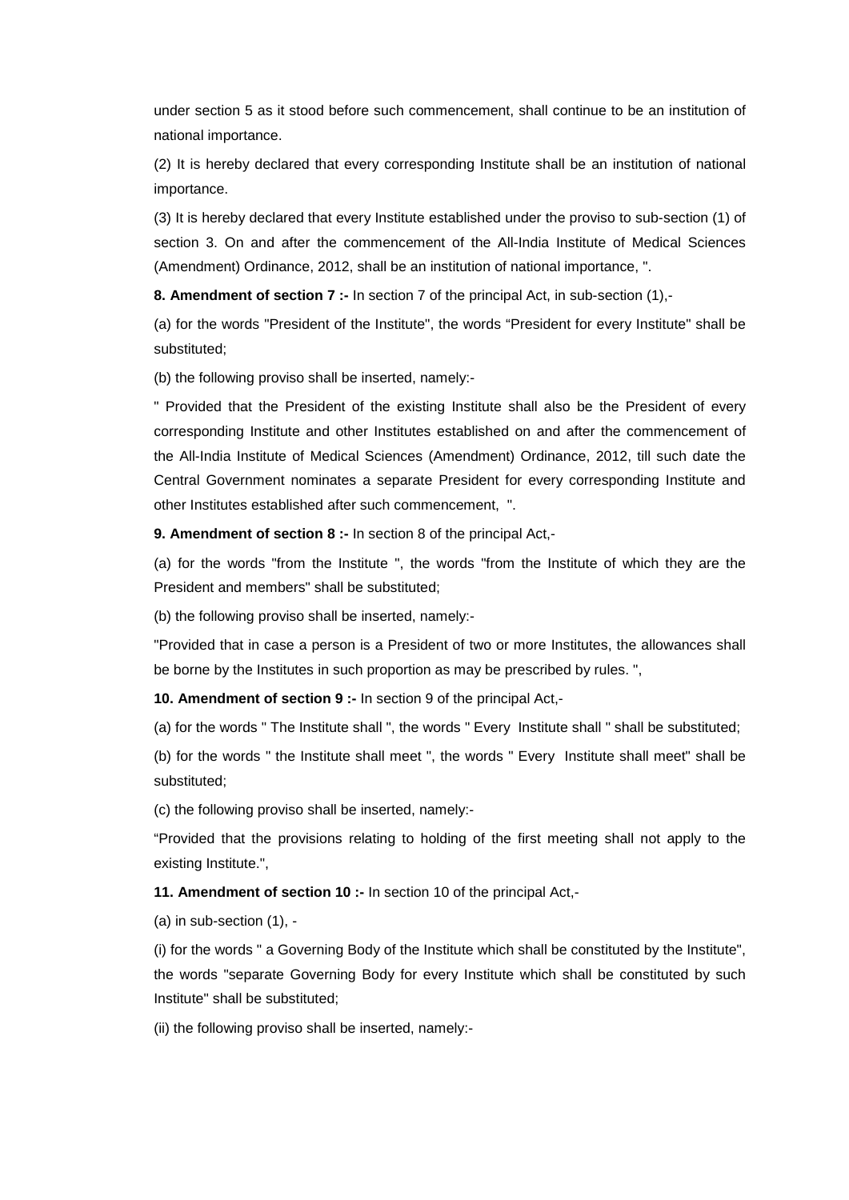under section 5 as it stood before such commencement, shall continue to be an institution of national importance.

(2) It is hereby declared that every corresponding Institute shall be an institution of national importance.

(3) It is hereby declared that every Institute established under the proviso to sub-section (1) of section 3. On and after the commencement of the All-India Institute of Medical Sciences (Amendment) Ordinance, 2012, shall be an institution of national importance, ".

**8. Amendment of section 7 :-** In section 7 of the principal Act, in sub-section (1),-

(a) for the words "President of the Institute", the words "President for every Institute" shall be substituted;

(b) the following proviso shall be inserted, namely:-

" Provided that the President of the existing Institute shall also be the President of every corresponding Institute and other Institutes established on and after the commencement of the All-India Institute of Medical Sciences (Amendment) Ordinance, 2012, till such date the Central Government nominates a separate President for every corresponding Institute and other Institutes established after such commencement, ".

**9. Amendment of section 8 :-** In section 8 of the principal Act,-

(a) for the words "from the Institute ", the words "from the Institute of which they are the President and members" shall be substituted;

(b) the following proviso shall be inserted, namely:-

"Provided that in case a person is a President of two or more Institutes, the allowances shall be borne by the Institutes in such proportion as may be prescribed by rules. ",

**10. Amendment of section 9 :-** In section 9 of the principal Act,-

(a) for the words " The Institute shall ", the words " Every Institute shall " shall be substituted;

(b) for the words " the Institute shall meet ", the words " Every Institute shall meet" shall be substituted;

(c) the following proviso shall be inserted, namely:-

"Provided that the provisions relating to holding of the first meeting shall not apply to the existing Institute.",

**11. Amendment of section 10 :-** In section 10 of the principal Act,-

(a) in sub-section (1), -

(i) for the words " a Governing Body of the Institute which shall be constituted by the Institute", the words "separate Governing Body for every Institute which shall be constituted by such Institute" shall be substituted;

(ii) the following proviso shall be inserted, namely:-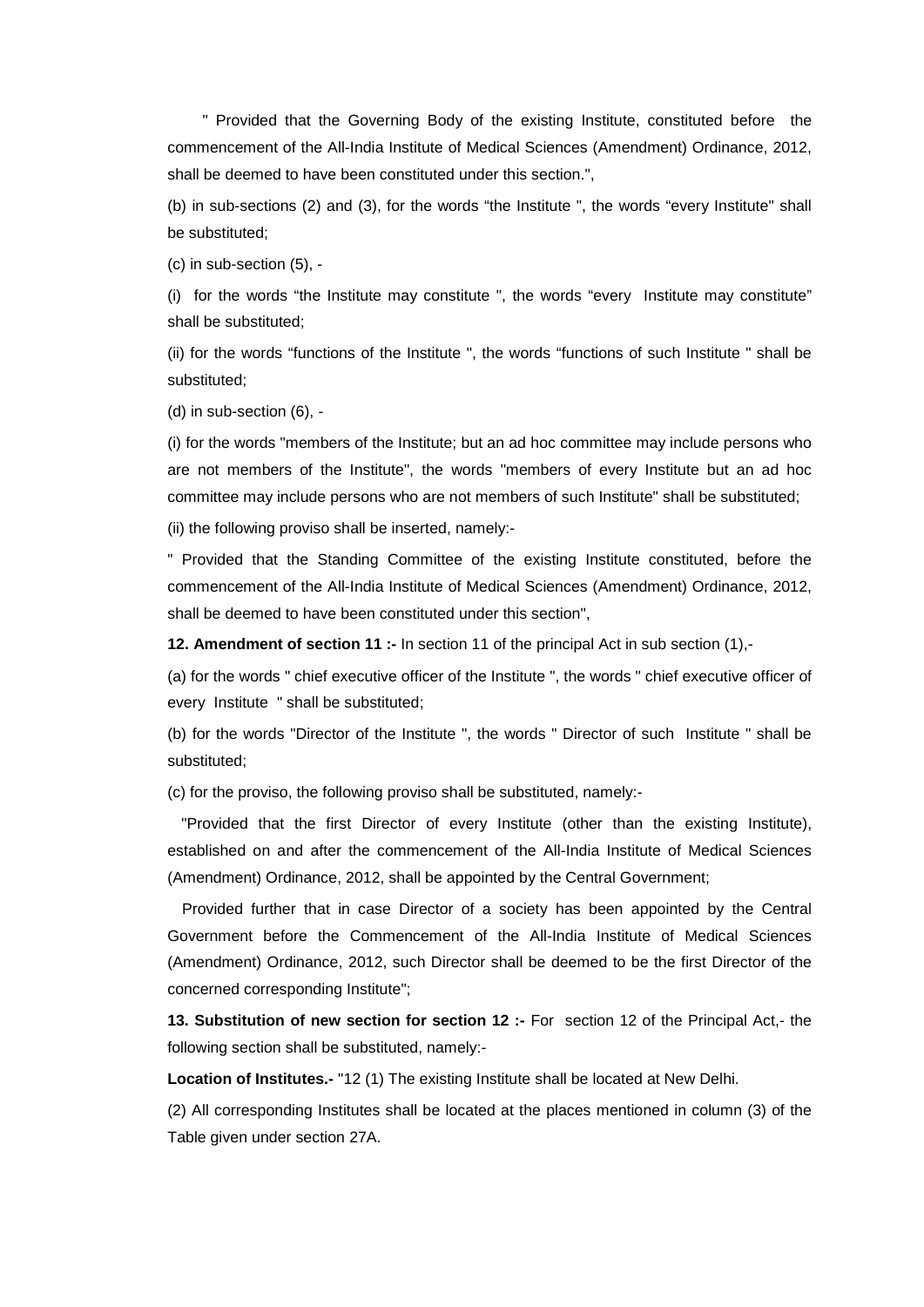" Provided that the Governing Body of the existing Institute, constituted before the commencement of the All-India Institute of Medical Sciences (Amendment) Ordinance, 2012, shall be deemed to have been constituted under this section.",

(b) in sub-sections (2) and (3), for the words "the Institute ", the words "every Institute" shall be substituted;

(c) in sub-section (5), -

(i) for the words "the Institute may constitute ", the words "every Institute may constitute" shall be substituted;

(ii) for the words "functions of the Institute ", the words "functions of such Institute " shall be substituted;

(d) in sub-section (6), -

(i) for the words "members of the Institute; but an ad hoc committee may include persons who are not members of the Institute", the words "members of every Institute but an ad hoc committee may include persons who are not members of such Institute" shall be substituted;

(ii) the following proviso shall be inserted, namely:-

" Provided that the Standing Committee of the existing Institute constituted, before the commencement of the All-India Institute of Medical Sciences (Amendment) Ordinance, 2012, shall be deemed to have been constituted under this section",

**12. Amendment of section 11 :-** In section 11 of the principal Act in sub section (1),-

(a) for the words " chief executive officer of the Institute ", the words " chief executive officer of every Institute " shall be substituted;

(b) for the words "Director of the Institute ", the words " Director of such Institute " shall be substituted;

(c) for the proviso, the following proviso shall be substituted, namely:-

"Provided that the first Director of every Institute (other than the existing Institute), established on and after the commencement of the All-India Institute of Medical Sciences (Amendment) Ordinance, 2012, shall be appointed by the Central Government;

Provided further that in case Director of a society has been appointed by the Central Government before the Commencement of the All-India Institute of Medical Sciences (Amendment) Ordinance, 2012, such Director shall be deemed to be the first Director of the concerned corresponding Institute";

**13. Substitution of new section for section 12 :-** For section 12 of the Principal Act,- the following section shall be substituted, namely:-

**Location of Institutes.-** "12 (1) The existing Institute shall be located at New Delhi.

(2) All corresponding Institutes shall be located at the places mentioned in column (3) of the Table given under section 27A.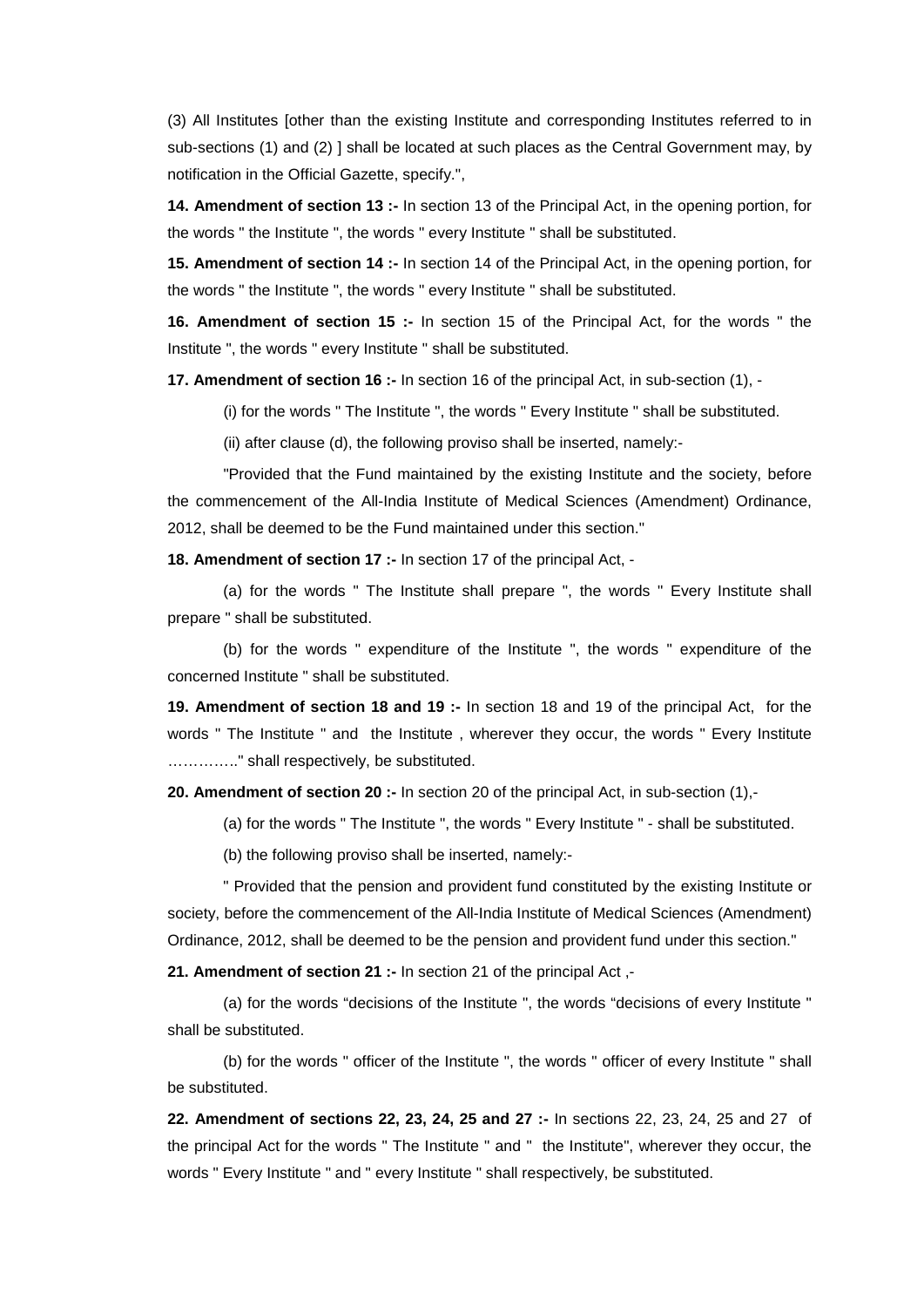(3) All Institutes [other than the existing Institute and corresponding Institutes referred to in sub-sections (1) and (2) ] shall be located at such places as the Central Government may, by notification in the Official Gazette, specify.",

**14. Amendment of section 13 :-** In section 13 of the Principal Act, in the opening portion, for the words " the Institute ", the words " every Institute " shall be substituted.

**15. Amendment of section 14 :-** In section 14 of the Principal Act, in the opening portion, for the words " the Institute ", the words " every Institute " shall be substituted.

**16. Amendment of section 15 :-** In section 15 of the Principal Act, for the words " the Institute ", the words " every Institute " shall be substituted.

**17. Amendment of section 16 :-** In section 16 of the principal Act, in sub-section (1), -

(i) for the words " The Institute ", the words " Every Institute " shall be substituted.

(ii) after clause (d), the following proviso shall be inserted, namely:-

"Provided that the Fund maintained by the existing Institute and the society, before the commencement of the All-India Institute of Medical Sciences (Amendment) Ordinance, 2012, shall be deemed to be the Fund maintained under this section."

**18. Amendment of section 17 :-** In section 17 of the principal Act, -

(a) for the words " The Institute shall prepare ", the words " Every Institute shall prepare " shall be substituted.

(b) for the words " expenditure of the Institute ", the words " expenditure of the concerned Institute " shall be substituted.

**19. Amendment of section 18 and 19 :-** In section 18 and 19 of the principal Act, for the words " The Institute " and the Institute , wherever they occur, the words " Every Institute ………….." shall respectively, be substituted.

**20. Amendment of section 20 :-** In section 20 of the principal Act, in sub-section (1),-

(a) for the words " The Institute ", the words " Every Institute " - shall be substituted.

(b) the following proviso shall be inserted, namely:-

" Provided that the pension and provident fund constituted by the existing Institute or society, before the commencement of the All-India Institute of Medical Sciences (Amendment) Ordinance, 2012, shall be deemed to be the pension and provident fund under this section."

**21. Amendment of section 21 :-** In section 21 of the principal Act ,-

(a) for the words "decisions of the Institute ", the words "decisions of every Institute " shall be substituted.

(b) for the words " officer of the Institute ", the words " officer of every Institute " shall be substituted.

**22. Amendment of sections 22, 23, 24, 25 and 27 :-** In sections 22, 23, 24, 25 and 27 of the principal Act for the words " The Institute " and " the Institute", wherever they occur, the words " Every Institute " and " every Institute " shall respectively, be substituted.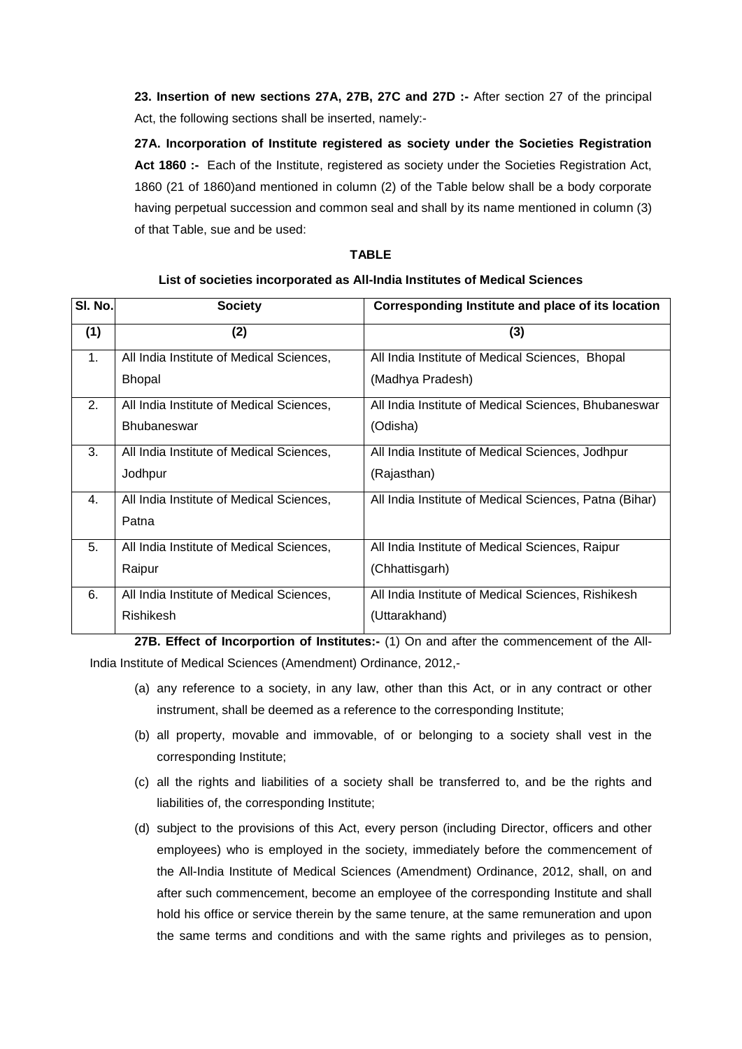**23. Insertion of new sections 27A, 27B, 27C and 27D :-** After section 27 of the principal Act, the following sections shall be inserted, namely:-

**27A. Incorporation of Institute registered as society under the Societies Registration Act 1860 :-** Each of the Institute, registered as society under the Societies Registration Act, 1860 (21 of 1860)and mentioned in column (2) of the Table below shall be a body corporate having perpetual succession and common seal and shall by its name mentioned in column (3) of that Table, sue and be used:

**TABLE**

**List of societies incorporated as All-India Institutes of Medical Sciences**

| Sl. No. | Society | Corresponding Institute and place of its location |
|---|---|---|
| (1) | (2) | (3) |
| 1. | All India Institute of Medical Sciences, Bhopal | All India Institute of Medical Sciences, Bhopal (Madhya Pradesh) |
| 2. | All India Institute of Medical Sciences, Bhubaneswar | All India Institute of Medical Sciences, Bhubaneswar (Odisha) |
| 3. | All India Institute of Medical Sciences, Jodhpur | All India Institute of Medical Sciences, Jodhpur (Rajasthan) |
| 4. | All India Institute of Medical Sciences, Patna | All India Institute of Medical Sciences, Patna (Bihar) |
| 5. | All India Institute of Medical Sciences, Raipur | All India Institute of Medical Sciences, Raipur (Chhattisgarh) |
| 6. | All India Institute of Medical Sciences, Rishikesh | All India Institute of Medical Sciences, Rishikesh (Uttarakhand) |

**27B. Effect of Incorportion of Institutes:-** (1) On and after the commencement of the All-India Institute of Medical Sciences (Amendment) Ordinance, 2012,-

(a) any reference to a society, in any law, other than this Act, or in any contract or other instrument, shall be deemed as a reference to the corresponding Institute;

(b) all property, movable and immovable, of or belonging to a society shall vest in the corresponding Institute;

(c) all the rights and liabilities of a society shall be transferred to, and be the rights and liabilities of, the corresponding Institute;

(d) subject to the provisions of this Act, every person (including Director, officers and other employees) who is employed in the society, immediately before the commencement of the All-India Institute of Medical Sciences (Amendment) Ordinance, 2012, shall, on and after such commencement, become an employee of the corresponding Institute and shall hold his office or service therein by the same tenure, at the same remuneration and upon the same terms and conditions and with the same rights and privileges as to pension,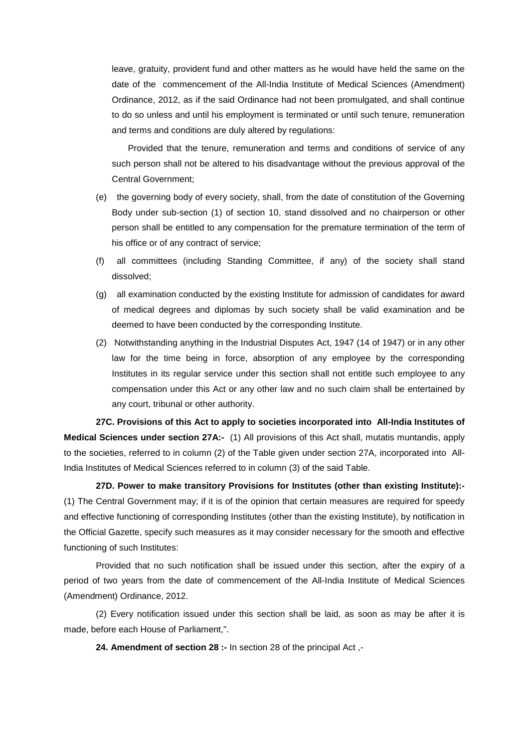leave, gratuity, provident fund and other matters as he would have held the same on the date of the commencement of the All-India Institute of Medical Sciences (Amendment) Ordinance, 2012, as if the said Ordinance had not been promulgated, and shall continue to do so unless and until his employment is terminated or until such tenure, remuneration and terms and conditions are duly altered by regulations:

Provided that the tenure, remuneration and terms and conditions of service of any such person shall not be altered to his disadvantage without the previous approval of the Central Government;

(e) the governing body of every society, shall, from the date of constitution of the Governing Body under sub-section (1) of section 10, stand dissolved and no chairperson or other person shall be entitled to any compensation for the premature termination of the term of his office or of any contract of service;

(f) all committees (including Standing Committee, if any) of the society shall stand dissolved;

(g) all examination conducted by the existing Institute for admission of candidates for award of medical degrees and diplomas by such society shall be valid examination and be deemed to have been conducted by the corresponding Institute.

(2) Notwithstanding anything in the Industrial Disputes Act, 1947 (14 of 1947) or in any other law for the time being in force, absorption of any employee by the corresponding Institutes in its regular service under this section shall not entitle such employee to any compensation under this Act or any other law and no such claim shall be entertained by any court, tribunal or other authority.

**27C. Provisions of this Act to apply to societies incorporated into All-India Institutes of Medical Sciences under section 27A:-** (1) All provisions of this Act shall, mutatis muntandis, apply to the societies, referred to in column (2) of the Table given under section 27A, incorporated into All-India Institutes of Medical Sciences referred to in column (3) of the said Table.

**27D. Power to make transitory Provisions for Institutes (other than existing Institute):-** (1) The Central Government may; if it is of the opinion that certain measures are required for speedy and effective functioning of corresponding Institutes (other than the existing Institute), by notification in the Official Gazette, specify such measures as it may consider necessary for the smooth and effective functioning of such Institutes:

Provided that no such notification shall be issued under this section, after the expiry of a period of two years from the date of commencement of the All-India Institute of Medical Sciences (Amendment) Ordinance, 2012.

(2) Every notification issued under this section shall be laid, as soon as may be after it is made, before each House of Parliament,".

**24. Amendment of section 28 :-** In section 28 of the principal Act ,-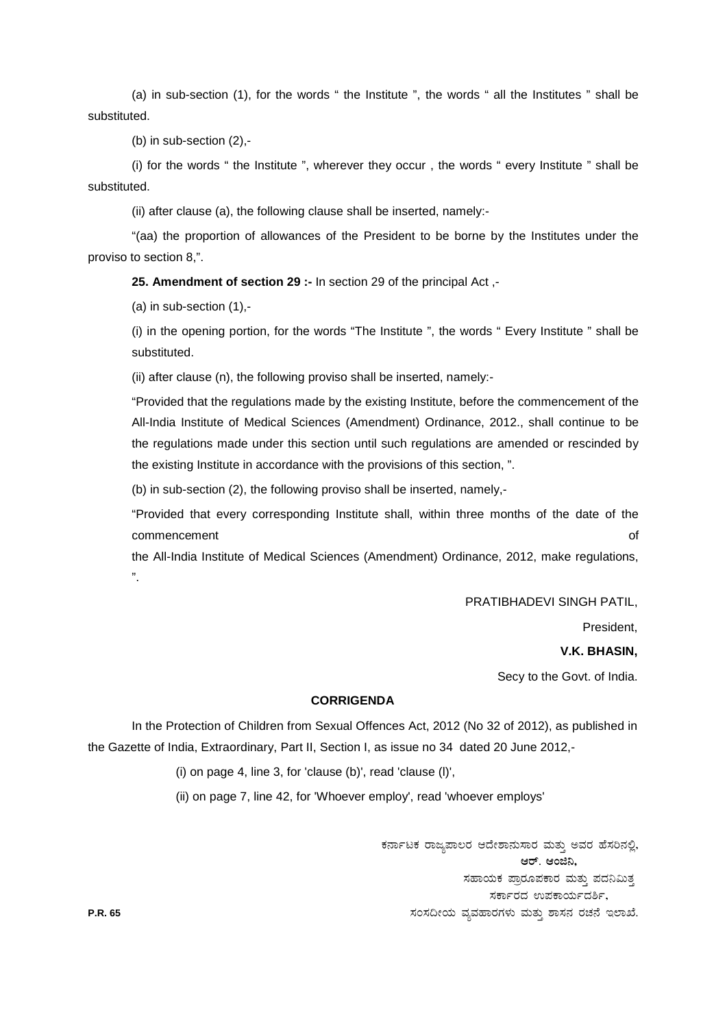(a) in sub-section (1), for the words " the Institute ", the words " all the Institutes " shall be substituted.

(b) in sub-section (2),-

(i) for the words " the Institute ", wherever they occur , the words " every Institute " shall be substituted.

(ii) after clause (a), the following clause shall be inserted, namely:-

"(aa) the proportion of allowances of the President to be borne by the Institutes under the proviso to section 8,".

**25. Amendment of section 29 :-** In section 29 of the principal Act ,-

(a) in sub-section (1),-

(i) in the opening portion, for the words "The Institute ", the words " Every Institute " shall be substituted.

(ii) after clause (n), the following proviso shall be inserted, namely:-

"Provided that the regulations made by the existing Institute, before the commencement of the All-India Institute of Medical Sciences (Amendment) Ordinance, 2012., shall continue to be the regulations made under this section until such regulations are amended or rescinded by the existing Institute in accordance with the provisions of this section, ".

(b) in sub-section (2), the following proviso shall be inserted, namely,-

"Provided that every corresponding Institute shall, within three months of the date of the commencement of the All-India Institute of Medical Sciences (Amendment) Ordinance, 2012, make regulations, ".

PRATIBHADEVI SINGH PATIL,

President,

**V.K. BHASIN,**

Secy to the Govt. of India.

**CORRIGENDA**

In the Protection of Children from Sexual Offences Act, 2012 (No 32 of 2012), as published in the Gazette of India, Extraordinary, Part II, Section I, as issue no 34 dated 20 June 2012,-

(i) on page 4, line 3, for 'clause (b)', read 'clause (l)',

(ii) on page 7, line 42, for 'Whoever employ', read 'whoever employs'

ಕರ್ನಾಟಕ ರಾಜ್ಯಪಾಲರ ಆದೇಶಾನುಸಾರ ಮತ್ತು ಅವರ ಹೆಸರಿನಲ್ಲಿ,

**ಆರ್. ಆಂಜಿನಿ,**

ಸಹಾಯಕ ಪ್ರಾರೂಪಕಾರ ಮತ್ತು ಪದನಿಮಿತ್ತ

ಸರ್ಕಾರದ ಉಪಕಾರ್ಯದರ್ಶಿ,

ಸಂಸದೀಯ ವ್ಯವಹಾರಗಳು ಮತ್ತು ಶಾಸನ ರಚನೆ ಇಲಾಖೆ.

**P.R. 65**